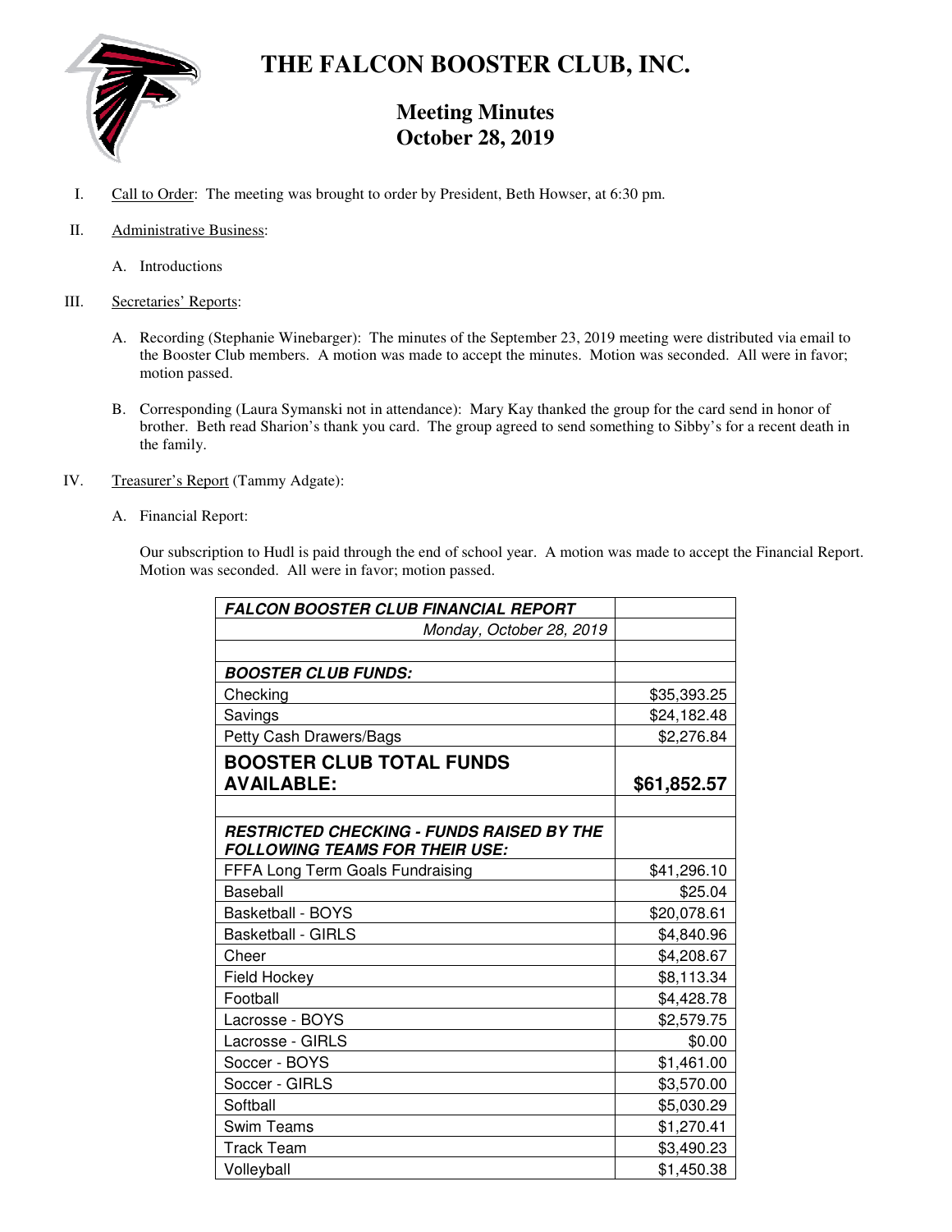# THE FALCON BOOSTER CLUB, INC.

## Meeting Minutes
## October 28, 2019

I. Call to Order: The meeting was brought to order by President, Beth Howser, at 6:30 pm.

II. Administrative Business:

   A. Introductions

III. Secretaries' Reports:

   A. Recording (Stephanie Winebarger): The minutes of the September 23, 2019 meeting were distributed via email to the Booster Club members. A motion was made to accept the minutes. Motion was seconded. All were in favor; motion passed.

   B. Corresponding (Laura Symanski not in attendance): Mary Kay thanked the group for the card send in honor of brother. Beth read Sharion's thank you card. The group agreed to send something to Sibby's for a recent death in the family.

IV. Treasurer's Report (Tammy Adgate):

   A. Financial Report:

   Our subscription to Hudl is paid through the end of school year. A motion was made to accept the Financial Report. Motion was seconded. All were in favor; motion passed.

| ***FALCON BOOSTER CLUB FINANCIAL REPORT*** | |
|---|---|
| *Monday, October 28, 2019* | |
| | |
| ***BOOSTER CLUB FUNDS:*** | |
| Checking | $35,393.25 |
| Savings | $24,182.48 |
| Petty Cash Drawers/Bags | $2,276.84 |
| **BOOSTER CLUB TOTAL FUNDS AVAILABLE:** | **$61,852.57** |
| | |
| ***RESTRICTED CHECKING - FUNDS RAISED BY THE FOLLOWING TEAMS FOR THEIR USE:*** | |
| FFFA Long Term Goals Fundraising | $41,296.10 |
| Baseball | $25.04 |
| Basketball - BOYS | $20,078.61 |
| Basketball - GIRLS | $4,840.96 |
| Cheer | $4,208.67 |
| Field Hockey | $8,113.34 |
| Football | $4,428.78 |
| Lacrosse - BOYS | $2,579.75 |
| Lacrosse - GIRLS | $0.00 |
| Soccer - BOYS | $1,461.00 |
| Soccer - GIRLS | $3,570.00 |
| Softball | $5,030.29 |
| Swim Teams | $1,270.41 |
| Track Team | $3,490.23 |
| Volleyball | $1,450.38 |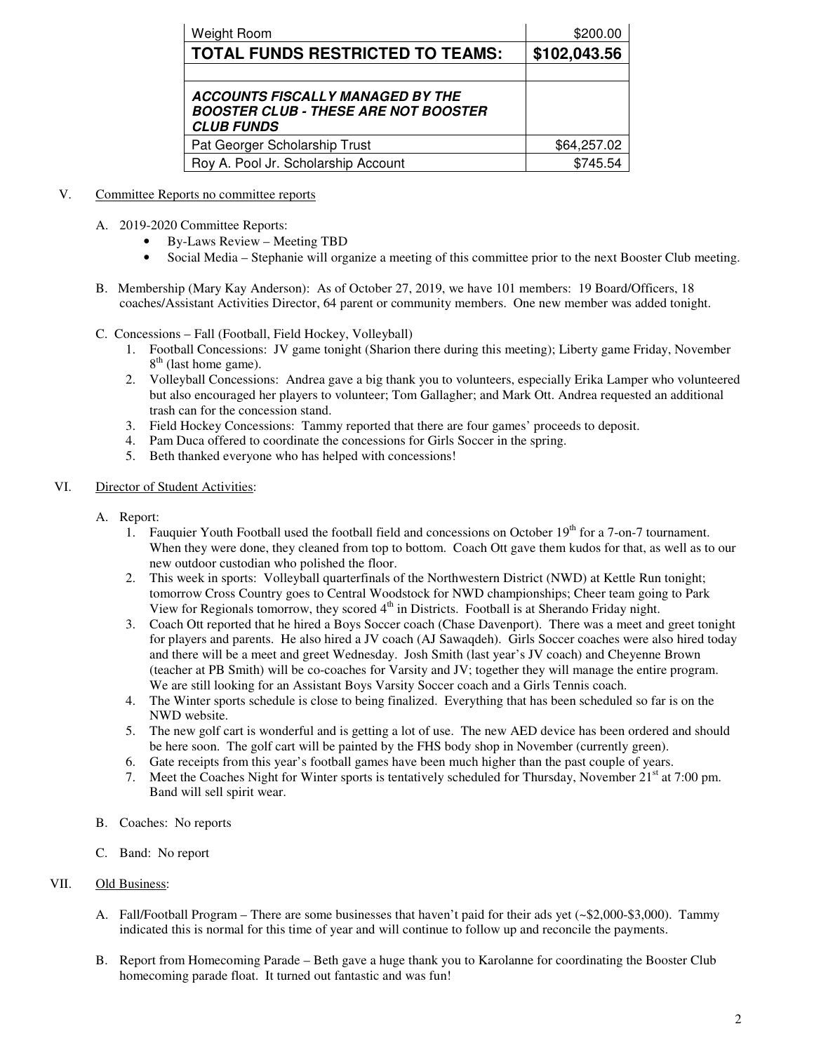| Weight Room | $200.00 |
|---|---|
| **TOTAL FUNDS RESTRICTED TO TEAMS:** | **$102,043.56** |
| | |
| ***ACCOUNTS FISCALLY MANAGED BY THE BOOSTER CLUB - THESE ARE NOT BOOSTER CLUB FUNDS*** | |
| Pat Georger Scholarship Trust | $64,257.02 |
| Roy A. Pool Jr. Scholarship Account | $745.54 |

V. Committee Reports no committee reports

A. 2019-2020 Committee Reports:
- By-Laws Review – Meeting TBD
- Social Media – Stephanie will organize a meeting of this committee prior to the next Booster Club meeting.

B. Membership (Mary Kay Anderson): As of October 27, 2019, we have 101 members: 19 Board/Officers, 18 coaches/Assistant Activities Director, 64 parent or community members. One new member was added tonight.

C. Concessions – Fall (Football, Field Hockey, Volleyball)
1. Football Concessions: JV game tonight (Sharion there during this meeting); Liberty game Friday, November 8th (last home game).
2. Volleyball Concessions: Andrea gave a big thank you to volunteers, especially Erika Lamper who volunteered but also encouraged her players to volunteer; Tom Gallagher; and Mark Ott. Andrea requested an additional trash can for the concession stand.
3. Field Hockey Concessions: Tammy reported that there are four games' proceeds to deposit.
4. Pam Duca offered to coordinate the concessions for Girls Soccer in the spring.
5. Beth thanked everyone who has helped with concessions!

VI. Director of Student Activities:

A. Report:
1. Fauquier Youth Football used the football field and concessions on October 19th for a 7-on-7 tournament. When they were done, they cleaned from top to bottom. Coach Ott gave them kudos for that, as well as to our new outdoor custodian who polished the floor.
2. This week in sports: Volleyball quarterfinals of the Northwestern District (NWD) at Kettle Run tonight; tomorrow Cross Country goes to Central Woodstock for NWD championships; Cheer team going to Park View for Regionals tomorrow, they scored 4th in Districts. Football is at Sherando Friday night.
3. Coach Ott reported that he hired a Boys Soccer coach (Chase Davenport). There was a meet and greet tonight for players and parents. He also hired a JV coach (AJ Sawaqdeh). Girls Soccer coaches were also hired today and there will be a meet and greet Wednesday. Josh Smith (last year's JV coach) and Cheyenne Brown (teacher at PB Smith) will be co-coaches for Varsity and JV; together they will manage the entire program. We are still looking for an Assistant Boys Varsity Soccer coach and a Girls Tennis coach.
4. The Winter sports schedule is close to being finalized. Everything that has been scheduled so far is on the NWD website.
5. The new golf cart is wonderful and is getting a lot of use. The new AED device has been ordered and should be here soon. The golf cart will be painted by the FHS body shop in November (currently green).
6. Gate receipts from this year's football games have been much higher than the past couple of years.
7. Meet the Coaches Night for Winter sports is tentatively scheduled for Thursday, November 21st at 7:00 pm. Band will sell spirit wear.

B. Coaches: No reports

C. Band: No report

VII. Old Business:

A. Fall/Football Program – There are some businesses that haven't paid for their ads yet (~$2,000-$3,000). Tammy indicated this is normal for this time of year and will continue to follow up and reconcile the payments.

B. Report from Homecoming Parade – Beth gave a huge thank you to Karolanne for coordinating the Booster Club homecoming parade float. It turned out fantastic and was fun!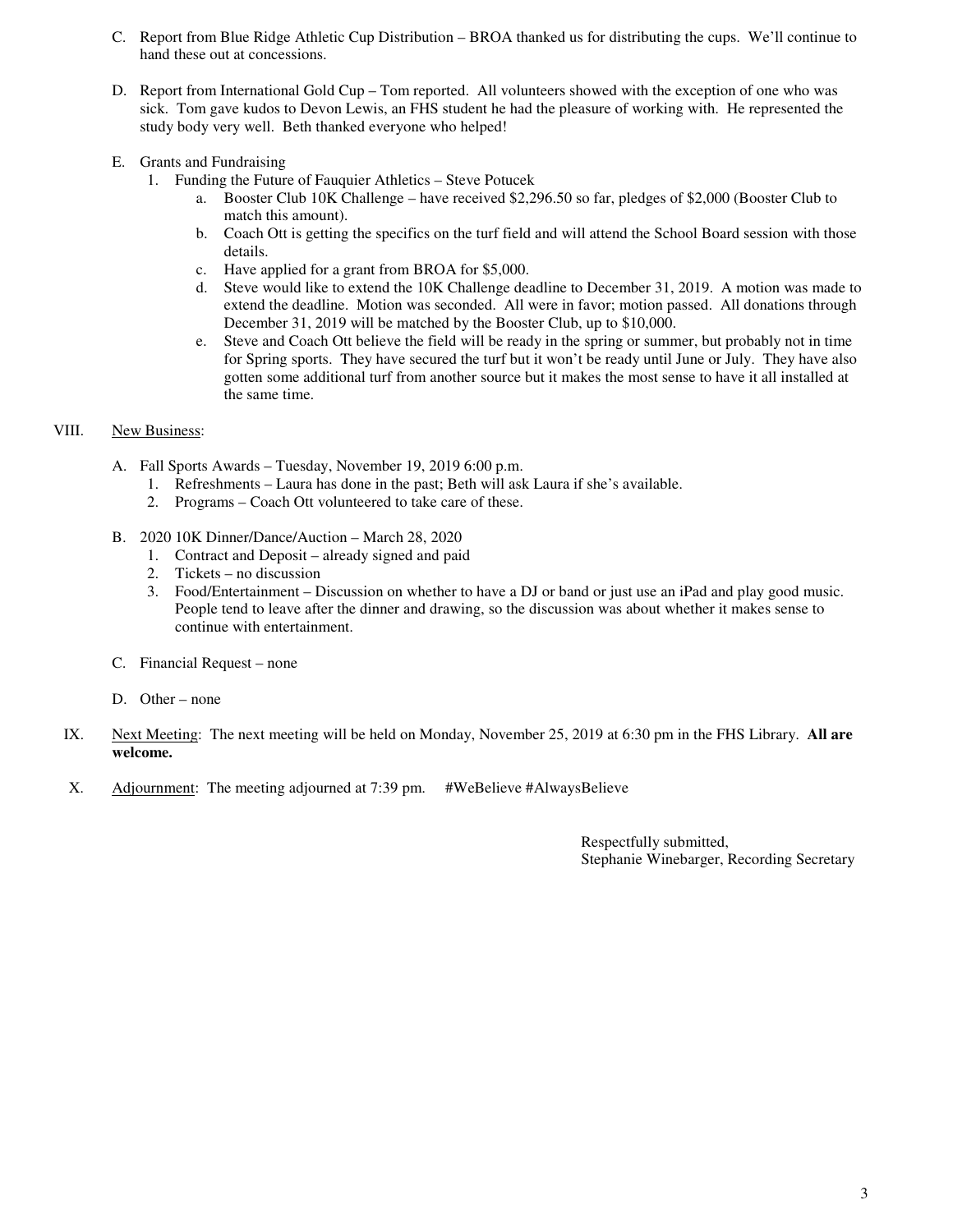C. Report from Blue Ridge Athletic Cup Distribution – BROA thanked us for distributing the cups. We'll continue to hand these out at concessions.

D. Report from International Gold Cup – Tom reported. All volunteers showed with the exception of one who was sick. Tom gave kudos to Devon Lewis, an FHS student he had the pleasure of working with. He represented the study body very well. Beth thanked everyone who helped!

E. Grants and Fundraising
   1. Funding the Future of Fauquier Athletics – Steve Potucek
      a. Booster Club 10K Challenge – have received $2,296.50 so far, pledges of $2,000 (Booster Club to match this amount).
      b. Coach Ott is getting the specifics on the turf field and will attend the School Board session with those details.
      c. Have applied for a grant from BROA for $5,000.
      d. Steve would like to extend the 10K Challenge deadline to December 31, 2019. A motion was made to extend the deadline. Motion was seconded. All were in favor; motion passed. All donations through December 31, 2019 will be matched by the Booster Club, up to $10,000.
      e. Steve and Coach Ott believe the field will be ready in the spring or summer, but probably not in time for Spring sports. They have secured the turf but it won't be ready until June or July. They have also gotten some additional turf from another source but it makes the most sense to have it all installed at the same time.

VIII. <u>New Business</u>:

A. Fall Sports Awards – Tuesday, November 19, 2019 6:00 p.m.
   1. Refreshments – Laura has done in the past; Beth will ask Laura if she's available.
   2. Programs – Coach Ott volunteered to take care of these.

B. 2020 10K Dinner/Dance/Auction – March 28, 2020
   1. Contract and Deposit – already signed and paid
   2. Tickets – no discussion
   3. Food/Entertainment – Discussion on whether to have a DJ or band or just use an iPad and play good music. People tend to leave after the dinner and drawing, so the discussion was about whether it makes sense to continue with entertainment.

C. Financial Request – none

D. Other – none

IX. <u>Next Meeting</u>: The next meeting will be held on Monday, November 25, 2019 at 6:30 pm in the FHS Library. **All are welcome.**

X. <u>Adjournment</u>: The meeting adjourned at 7:39 pm. #WeBelieve #AlwaysBelieve

Respectfully submitted,
Stephanie Winebarger, Recording Secretary